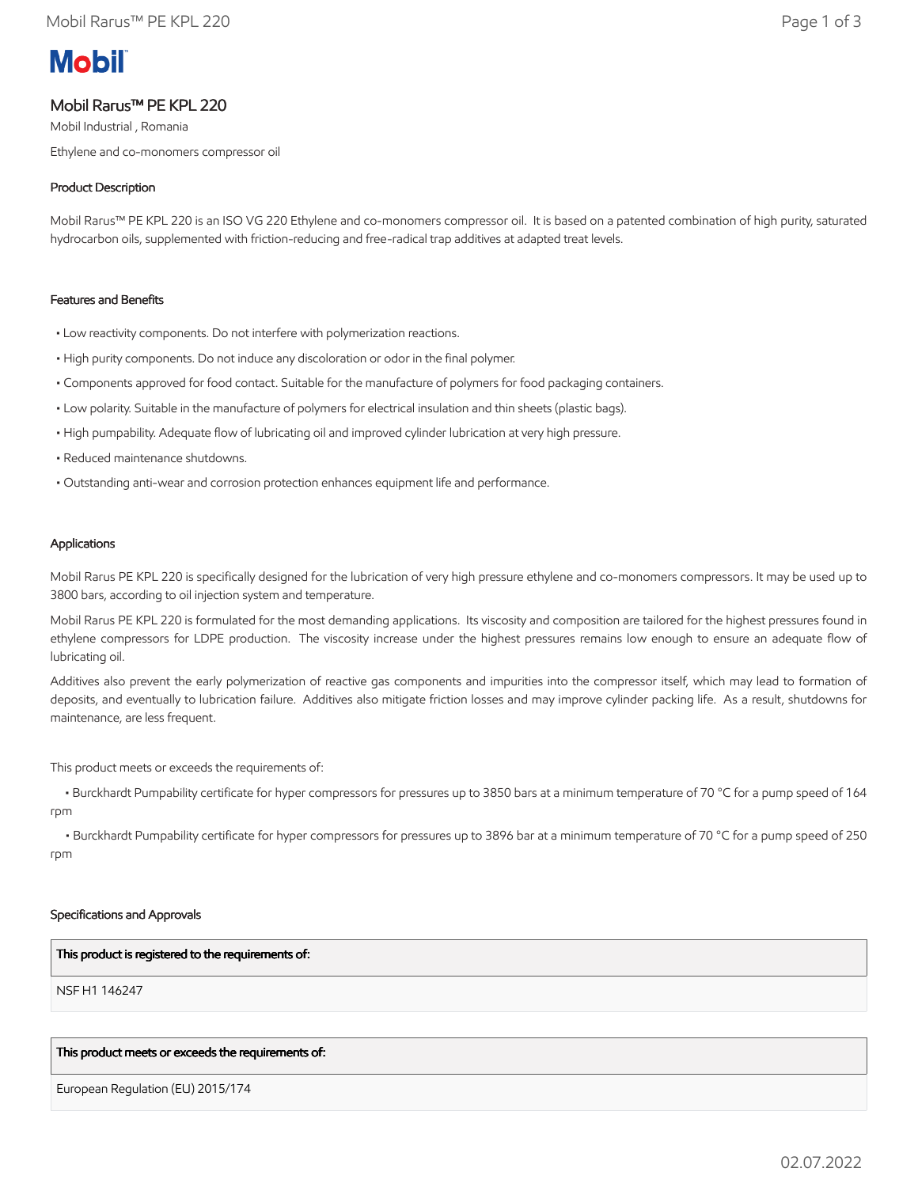Mobil

# Mobil Rarus™ PE KPL 220

Mobil Industrial , Romania

Ethylene and co-monomers compressor oil

## Product Description

Mobil Rarus™ PE KPL 220 is an ISO VG 220 Ethylene and co-monomers compressor oil. It is based on a patented combination of high purity, saturated hydrocarbon oils, supplemented with friction-reducing and free-radical trap additives at adapted treat levels.

## Features and Benefits

- Low reactivity components. Do not interfere with polymerization reactions.
- High purity components. Do not induce any discoloration or odor in the final polymer.
- Components approved for food contact. Suitable for the manufacture of polymers for food packaging containers.
- Low polarity. Suitable in the manufacture of polymers for electrical insulation and thin sheets (plastic bags).
- High pumpability. Adequate flow of lubricating oil and improved cylinder lubrication at very high pressure.
- Reduced maintenance shutdowns.
- Outstanding anti-wear and corrosion protection enhances equipment life and performance.

## Applications

Mobil Rarus PE KPL 220 is specifically designed for the lubrication of very high pressure ethylene and co-monomers compressors. It may be used up to 3800 bars, according to oil injection system and temperature.

Mobil Rarus PE KPL 220 is formulated for the most demanding applications. Its viscosity and composition are tailored for the highest pressures found in ethylene compressors for LDPE production. The viscosity increase under the highest pressures remains low enough to ensure an adequate flow of lubricating oil.

Additives also prevent the early polymerization of reactive gas components and impurities into the compressor itself, which may lead to formation of deposits, and eventually to lubrication failure. Additives also mitigate friction losses and may improve cylinder packing life. As a result, shutdowns for maintenance, are less frequent.

This product meets or exceeds the requirements of:

- Burckhardt Pumpability certificate for hyper compressors for pressures up to 3850 bars at a minimum temperature of 70 °C for a pump speed of 164 rpm
- Burckhardt Pumpability certificate for hyper compressors for pressures up to 3896 bar at a minimum temperature of 70 °C for a pump speed of 250 rpm

## Specifications and Approvals

| This product is registered to the requirements of: |
|---|
| NSF H1 146247 |

| This product meets or exceeds the requirements of: |
|---|
| European Regulation (EU) 2015/174 |

02.07.2022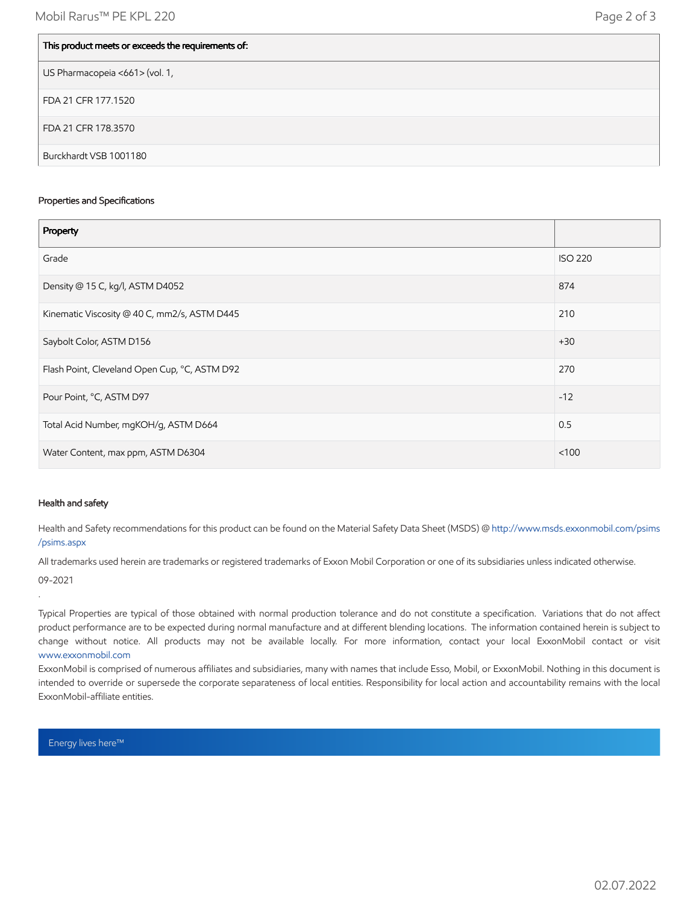| This product meets or exceeds the requirements of: |
| --- |
| US Pharmacopeia <661> (vol. 1, |
| FDA 21 CFR 177.1520 |
| FDA 21 CFR 178.3570 |
| Burckhardt VSB 1001180 |

### Properties and Specifications

| Property | |
| --- | --- |
| Grade | ISO 220 |
| Density @ 15 C, kg/l, ASTM D4052 | 874 |
| Kinematic Viscosity @ 40 C, mm2/s, ASTM D445 | 210 |
| Saybolt Color, ASTM D156 | +30 |
| Flash Point, Cleveland Open Cup, °C, ASTM D92 | 270 |
| Pour Point, °C, ASTM D97 | -12 |
| Total Acid Number, mgKOH/g, ASTM D664 | 0.5 |
| Water Content, max ppm, ASTM D6304 | <100 |

### Health and safety

Health and Safety recommendations for this product can be found on the Material Safety Data Sheet (MSDS) @ http://www.msds.exxonmobil.com/psims/psims.aspx

All trademarks used herein are trademarks or registered trademarks of Exxon Mobil Corporation or one of its subsidiaries unless indicated otherwise.

09-2021

.

Typical Properties are typical of those obtained with normal production tolerance and do not constitute a specification. Variations that do not affect product performance are to be expected during normal manufacture and at different blending locations. The information contained herein is subject to change without notice. All products may not be available locally. For more information, contact your local ExxonMobil contact or visit www.exxonmobil.com

ExxonMobil is comprised of numerous affiliates and subsidiaries, many with names that include Esso, Mobil, or ExxonMobil. Nothing in this document is intended to override or supersede the corporate separateness of local entities. Responsibility for local action and accountability remains with the local ExxonMobil-affiliate entities.

Energy lives here™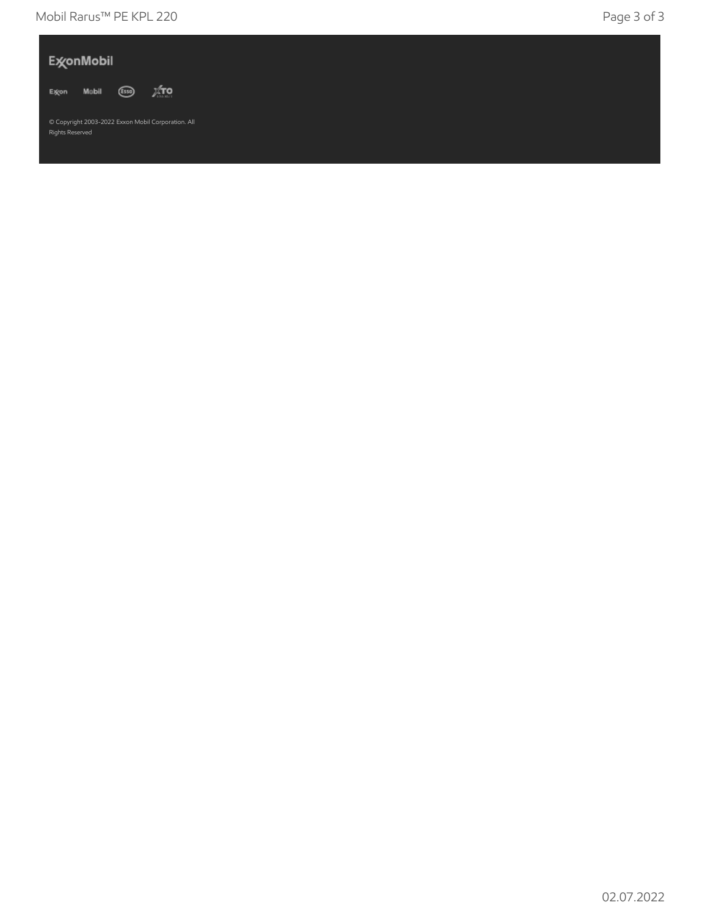ExxonMobil

Exxon Mobil Esso XTO

© Copyright 2003-2022 Exxon Mobil Corporation. All Rights Reserved